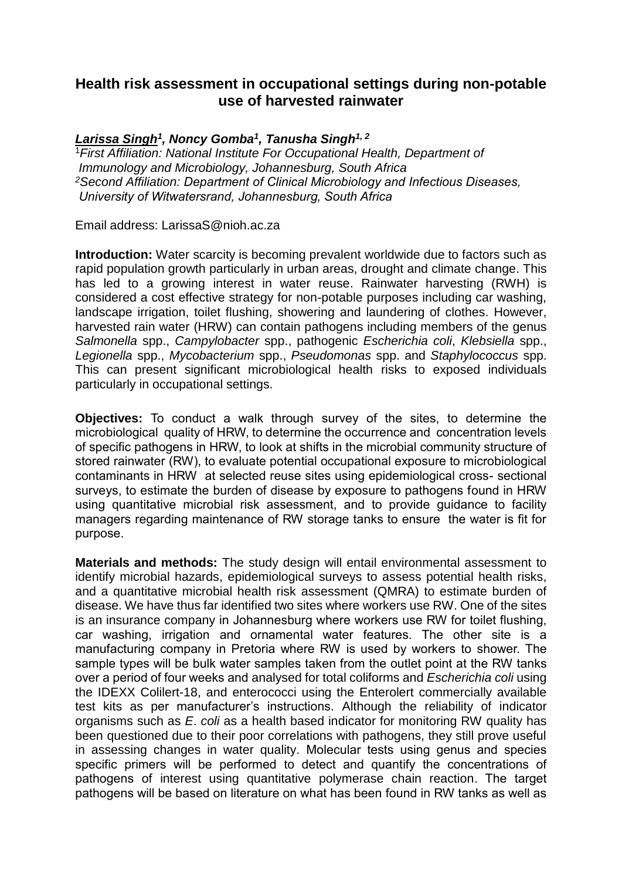# Health risk assessment in occupational settings during non-potable use of harvested rainwater

***Larissa Singh[1], Noncy Gomba[1], Tanusha Singh[1, 2]***

[1]*First Affiliation: National Institute For Occupational Health, Department of Immunology and Microbiology, Johannesburg, South Africa*
[2]*Second Affiliation: Department of Clinical Microbiology and Infectious Diseases, University of Witwatersrand, Johannesburg, South Africa*

Email address: LarissaS@nioh.ac.za

**Introduction:** Water scarcity is becoming prevalent worldwide due to factors such as rapid population growth particularly in urban areas, drought and climate change. This has led to a growing interest in water reuse. Rainwater harvesting (RWH) is considered a cost effective strategy for non-potable purposes including car washing, landscape irrigation, toilet flushing, showering and laundering of clothes. However, harvested rain water (HRW) can contain pathogens including members of the genus *Salmonella* spp., *Campylobacter* spp., pathogenic *Escherichia coli*, *Klebsiella* spp., *Legionella* spp., *Mycobacterium* spp., *Pseudomonas* spp. and *Staphylococcus* spp. This can present significant microbiological health risks to exposed individuals particularly in occupational settings.

**Objectives:** To conduct a walk through survey of the sites, to determine the microbiological quality of HRW, to determine the occurrence and concentration levels of specific pathogens in HRW, to look at shifts in the microbial community structure of stored rainwater (RW), to evaluate potential occupational exposure to microbiological contaminants in HRW at selected reuse sites using epidemiological cross- sectional surveys, to estimate the burden of disease by exposure to pathogens found in HRW using quantitative microbial risk assessment, and to provide guidance to facility managers regarding maintenance of RW storage tanks to ensure the water is fit for purpose.

**Materials and methods:** The study design will entail environmental assessment to identify microbial hazards, epidemiological surveys to assess potential health risks, and a quantitative microbial health risk assessment (QMRA) to estimate burden of disease. We have thus far identified two sites where workers use RW. One of the sites is an insurance company in Johannesburg where workers use RW for toilet flushing, car washing, irrigation and ornamental water features. The other site is a manufacturing company in Pretoria where RW is used by workers to shower. The sample types will be bulk water samples taken from the outlet point at the RW tanks over a period of four weeks and analysed for total coliforms and *Escherichia coli* using the IDEXX Colilert-18, and enterococci using the Enterolert commercially available test kits as per manufacturer's instructions. Although the reliability of indicator organisms such as *E*. *coli* as a health based indicator for monitoring RW quality has been questioned due to their poor correlations with pathogens, they still prove useful in assessing changes in water quality. Molecular tests using genus and species specific primers will be performed to detect and quantify the concentrations of pathogens of interest using quantitative polymerase chain reaction. The target pathogens will be based on literature on what has been found in RW tanks as well as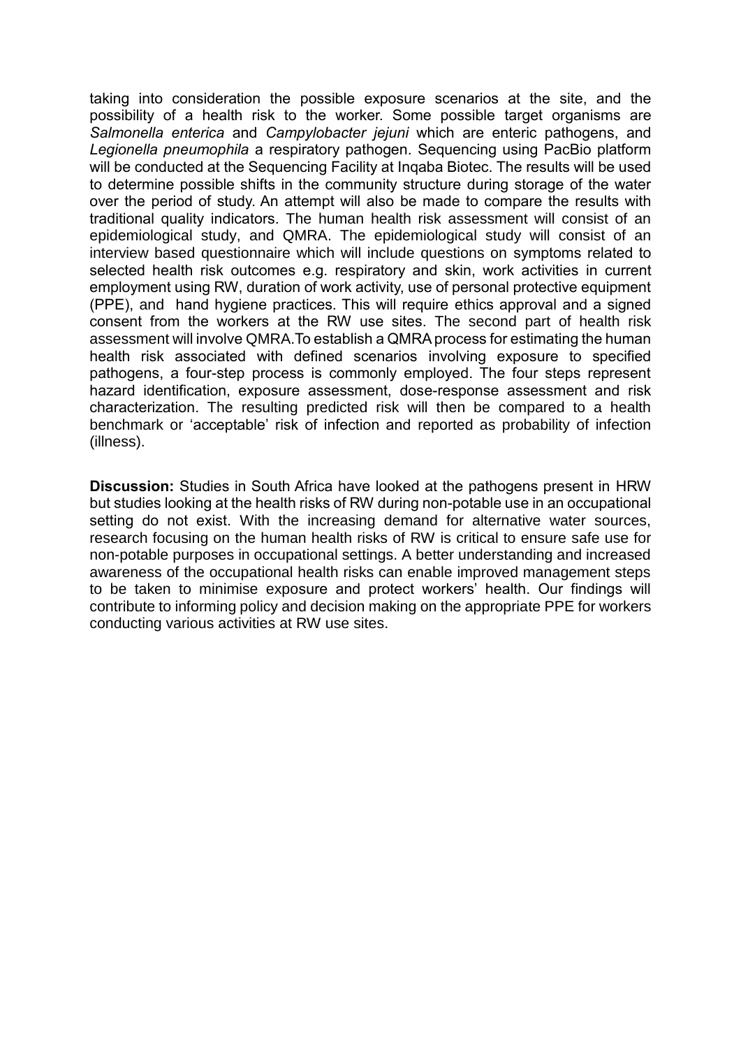taking into consideration the possible exposure scenarios at the site, and the possibility of a health risk to the worker. Some possible target organisms are *Salmonella enterica* and *Campylobacter jejuni* which are enteric pathogens, and *Legionella pneumophila* a respiratory pathogen. Sequencing using PacBio platform will be conducted at the Sequencing Facility at Inqaba Biotec. The results will be used to determine possible shifts in the community structure during storage of the water over the period of study. An attempt will also be made to compare the results with traditional quality indicators. The human health risk assessment will consist of an epidemiological study, and QMRA. The epidemiological study will consist of an interview based questionnaire which will include questions on symptoms related to selected health risk outcomes e.g. respiratory and skin, work activities in current employment using RW, duration of work activity, use of personal protective equipment (PPE), and hand hygiene practices. This will require ethics approval and a signed consent from the workers at the RW use sites. The second part of health risk assessment will involve QMRA.To establish a QMRA process for estimating the human health risk associated with defined scenarios involving exposure to specified pathogens, a four-step process is commonly employed. The four steps represent hazard identification, exposure assessment, dose-response assessment and risk characterization. The resulting predicted risk will then be compared to a health benchmark or 'acceptable' risk of infection and reported as probability of infection (illness).

**Discussion:** Studies in South Africa have looked at the pathogens present in HRW but studies looking at the health risks of RW during non-potable use in an occupational setting do not exist. With the increasing demand for alternative water sources, research focusing on the human health risks of RW is critical to ensure safe use for non-potable purposes in occupational settings. A better understanding and increased awareness of the occupational health risks can enable improved management steps to be taken to minimise exposure and protect workers' health. Our findings will contribute to informing policy and decision making on the appropriate PPE for workers conducting various activities at RW use sites.